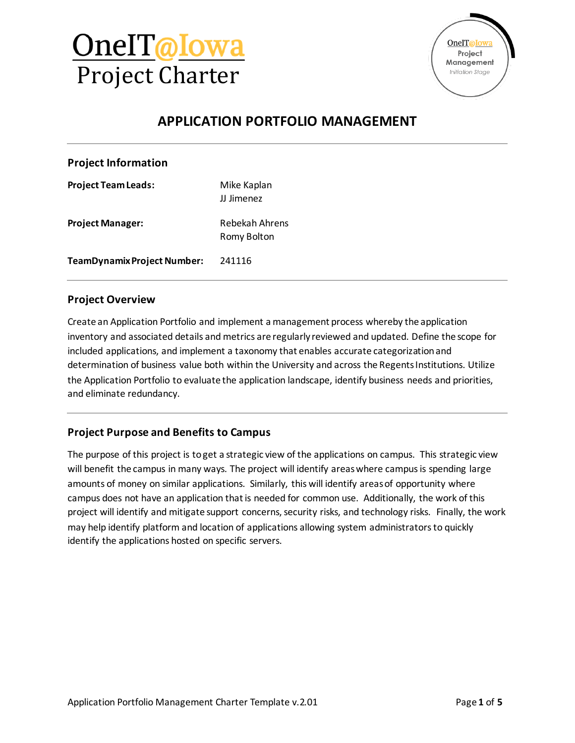# OneIT@Iowa Project Charter

## APPLICATION PORTFOLIO MANAGEMENT

### Project Information

| | |
|---|---|
| **Project Team Leads:** | Mike Kaplan<br>JJ Jimenez |
| **Project Manager:** | Rebekah Ahrens<br>Romy Bolton |
| **TeamDynamix Project Number:** | 241116 |

### Project Overview

Create an Application Portfolio and implement a management process whereby the application inventory and associated details and metrics are regularly reviewed and updated. Define the scope for included applications, and implement a taxonomy that enables accurate categorization and determination of business value both within the University and across the Regents Institutions. Utilize the Application Portfolio to evaluate the application landscape, identify business needs and priorities, and eliminate redundancy.

### Project Purpose and Benefits to Campus

The purpose of this project is to get a strategic view of the applications on campus. This strategic view will benefit the campus in many ways. The project will identify areas where campus is spending large amounts of money on similar applications. Similarly, this will identify areas of opportunity where campus does not have an application that is needed for common use. Additionally, the work of this project will identify and mitigate support concerns, security risks, and technology risks. Finally, the work may help identify platform and location of applications allowing system administrators to quickly identify the applications hosted on specific servers.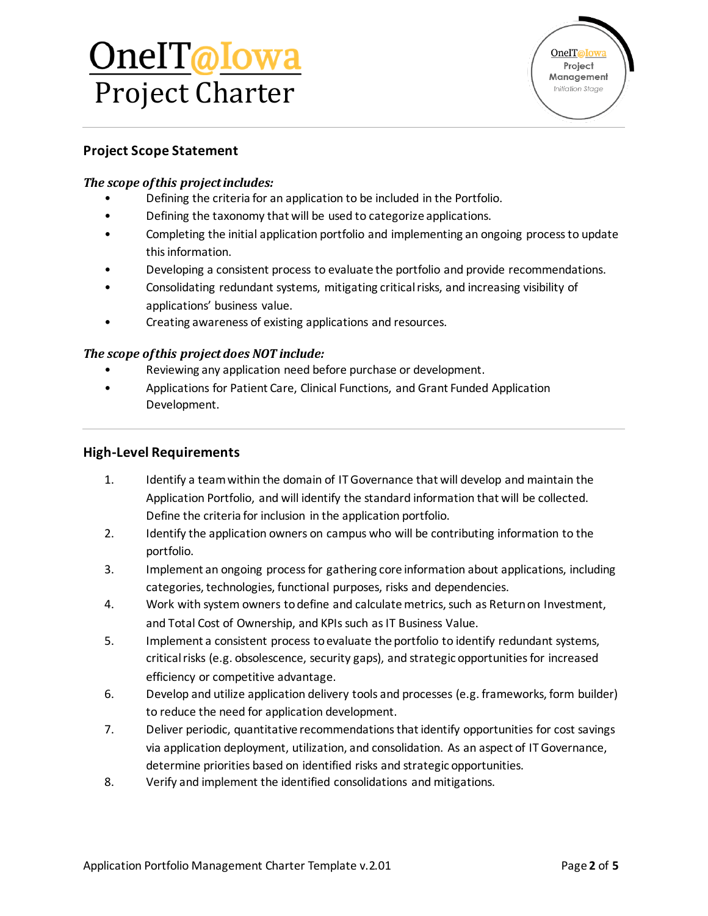## Project Scope Statement

***The scope of this project includes:***

- Defining the criteria for an application to be included in the Portfolio.
- Defining the taxonomy that will be used to categorize applications.
- Completing the initial application portfolio and implementing an ongoing process to update this information.
- Developing a consistent process to evaluate the portfolio and provide recommendations.
- Consolidating redundant systems, mitigating critical risks, and increasing visibility of applications' business value.
- Creating awareness of existing applications and resources.

***The scope of this project does NOT include:***

- Reviewing any application need before purchase or development.
- Applications for Patient Care, Clinical Functions, and Grant Funded Application Development.

## High-Level Requirements

1. Identify a team within the domain of IT Governance that will develop and maintain the Application Portfolio, and will identify the standard information that will be collected. Define the criteria for inclusion in the application portfolio.
2. Identify the application owners on campus who will be contributing information to the portfolio.
3. Implement an ongoing process for gathering core information about applications, including categories, technologies, functional purposes, risks and dependencies.
4. Work with system owners to define and calculate metrics, such as Return on Investment, and Total Cost of Ownership, and KPIs such as IT Business Value.
5. Implement a consistent process to evaluate the portfolio to identify redundant systems, critical risks (e.g. obsolescence, security gaps), and strategic opportunities for increased efficiency or competitive advantage.
6. Develop and utilize application delivery tools and processes (e.g. frameworks, form builder) to reduce the need for application development.
7. Deliver periodic, quantitative recommendations that identify opportunities for cost savings via application deployment, utilization, and consolidation. As an aspect of IT Governance, determine priorities based on identified risks and strategic opportunities.
8. Verify and implement the identified consolidations and mitigations.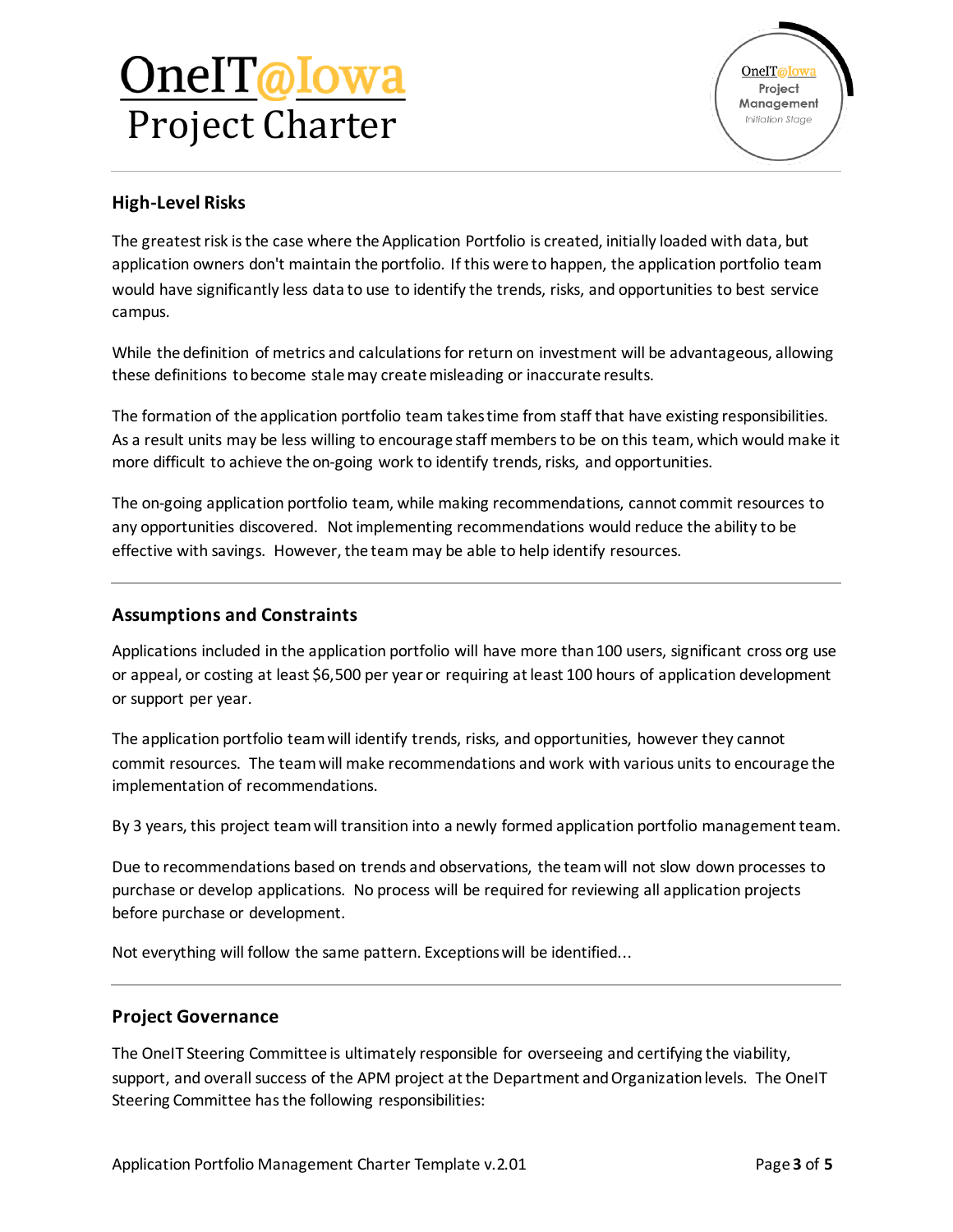## High-Level Risks

The greatest risk is the case where the Application Portfolio is created, initially loaded with data, but application owners don't maintain the portfolio. If this were to happen, the application portfolio team would have significantly less data to use to identify the trends, risks, and opportunities to best service campus.

While the definition of metrics and calculations for return on investment will be advantageous, allowing these definitions to become stale may create misleading or inaccurate results.

The formation of the application portfolio team takes time from staff that have existing responsibilities. As a result units may be less willing to encourage staff members to be on this team, which would make it more difficult to achieve the on-going work to identify trends, risks, and opportunities.

The on-going application portfolio team, while making recommendations, cannot commit resources to any opportunities discovered. Not implementing recommendations would reduce the ability to be effective with savings. However, the team may be able to help identify resources.

## Assumptions and Constraints

Applications included in the application portfolio will have more than 100 users, significant cross org use or appeal, or costing at least $6,500 per year or requiring at least 100 hours of application development or support per year.

The application portfolio team will identify trends, risks, and opportunities, however they cannot commit resources. The team will make recommendations and work with various units to encourage the implementation of recommendations.

By 3 years, this project team will transition into a newly formed application portfolio management team.

Due to recommendations based on trends and observations, the team will not slow down processes to purchase or develop applications. No process will be required for reviewing all application projects before purchase or development.

Not everything will follow the same pattern. Exceptions will be identified…

## Project Governance

The OneIT Steering Committee is ultimately responsible for overseeing and certifying the viability, support, and overall success of the APM project at the Department and Organization levels. The OneIT Steering Committee has the following responsibilities: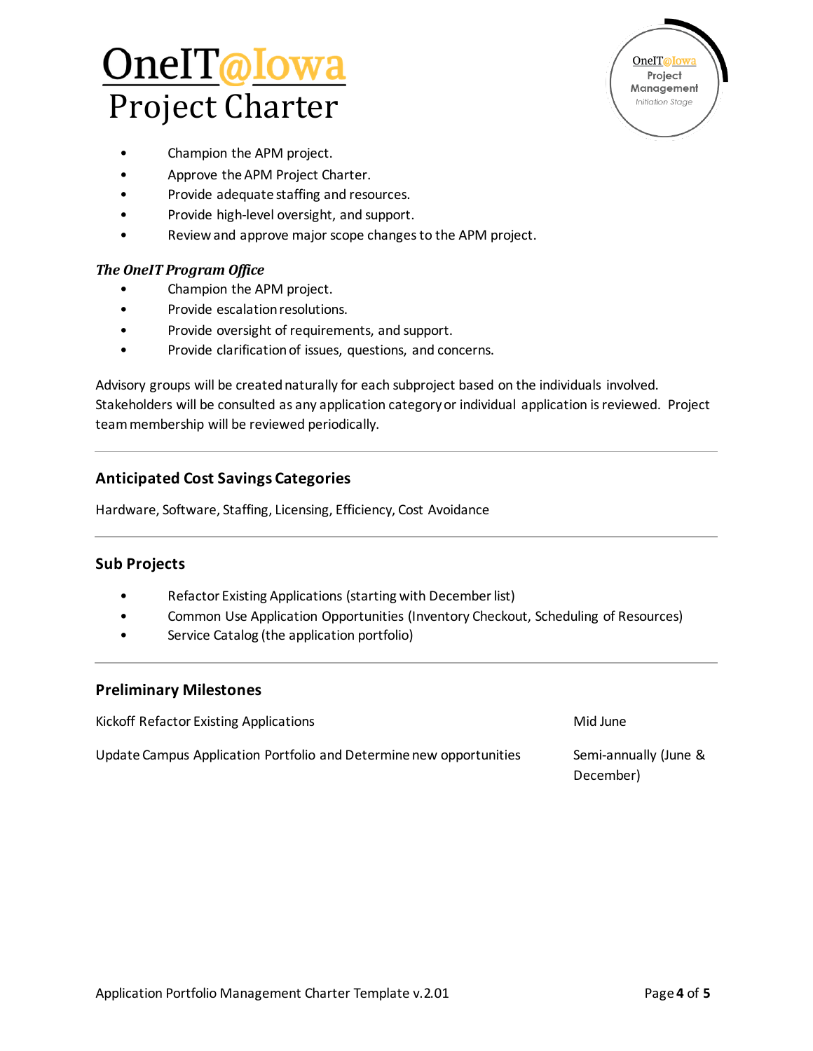- Champion the APM project.
- Approve the APM Project Charter.
- Provide adequate staffing and resources.
- Provide high-level oversight, and support.
- Review and approve major scope changes to the APM project.

***The OneIT Program Office***

- Champion the APM project.
- Provide escalation resolutions.
- Provide oversight of requirements, and support.
- Provide clarification of issues, questions, and concerns.

Advisory groups will be created naturally for each subproject based on the individuals involved. Stakeholders will be consulted as any application category or individual application is reviewed. Project team membership will be reviewed periodically.

---

## Anticipated Cost Savings Categories

Hardware, Software, Staffing, Licensing, Efficiency, Cost Avoidance

---

## Sub Projects

- Refactor Existing Applications (starting with December list)
- Common Use Application Opportunities (Inventory Checkout, Scheduling of Resources)
- Service Catalog (the application portfolio)

---

## Preliminary Milestones

| | |
|---|---|
| Kickoff Refactor Existing Applications | Mid June |
| Update Campus Application Portfolio and Determine new opportunities | Semi-annually (June & December) |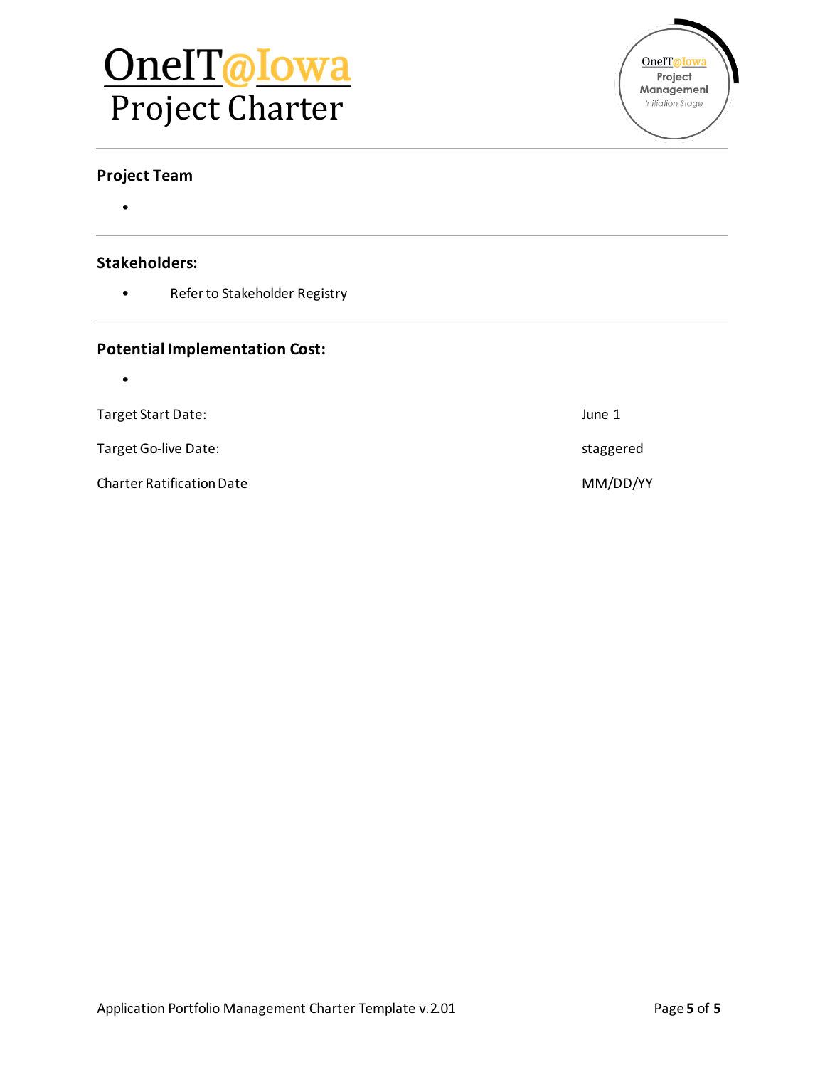## Project Team

- 

## Stakeholders:

- Refer to Stakeholder Registry

## Potential Implementation Cost:

- 

| | |
|---|---|
| Target Start Date: | June 1 |
| Target Go-live Date: | staggered |
| Charter Ratification Date | MM/DD/YY |